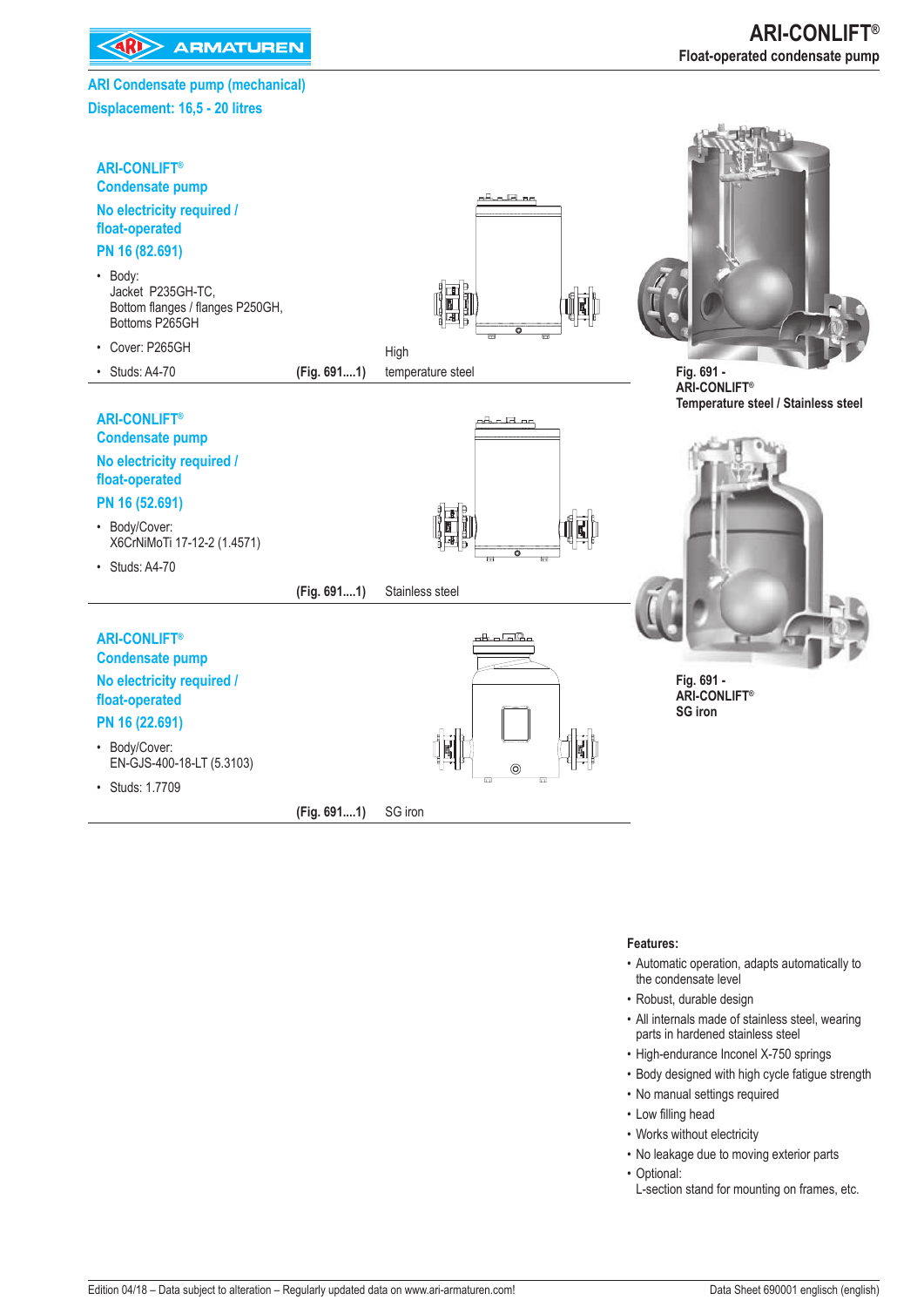# ARI-CONLIFT®
**Float-operated condensate pump**

## ARI Condensate pump (mechanical)
## Displacement: 16,5 - 20 litres

### ARI-CONLIFT®
### Condensate pump
### No electricity required / float-operated
### PN 16 (82.691)

- Body:
  Jacket P235GH-TC,
  Bottom flanges / flanges P250GH,
  Bottoms P265GH
- Cover: P265GH
- Studs: A4-70

**(Fig. 691....1)** High temperature steel

### ARI-CONLIFT®
### Condensate pump
### No electricity required / float-operated
### PN 16 (52.691)

- Body/Cover:
  X6CrNiMoTi 17-12-2 (1.4571)
- Studs: A4-70

**(Fig. 691....1)** Stainless steel

### ARI-CONLIFT®
### Condensate pump
### No electricity required / float-operated
### PN 16 (22.691)

- Body/Cover:
  EN-GJS-400-18-LT (5.3103)
- Studs: 1.7709

**(Fig. 691....1)** SG iron

**Fig. 691 -**
**ARI-CONLIFT®**
**Temperature steel / Stainless steel**

**Fig. 691 -**
**ARI-CONLIFT®**
**SG iron**

**Features:**

- Automatic operation, adapts automatically to the condensate level
- Robust, durable design
- All internals made of stainless steel, wearing parts in hardened stainless steel
- High-endurance Inconel X-750 springs
- Body designed with high cycle fatigue strength
- No manual settings required
- Low filling head
- Works without electricity
- No leakage due to moving exterior parts
- Optional:
  L-section stand for mounting on frames, etc.

Edition 04/18 – Data subject to alteration – Regularly updated data on www.ari-armaturen.com!

Data Sheet 690001 englisch (english)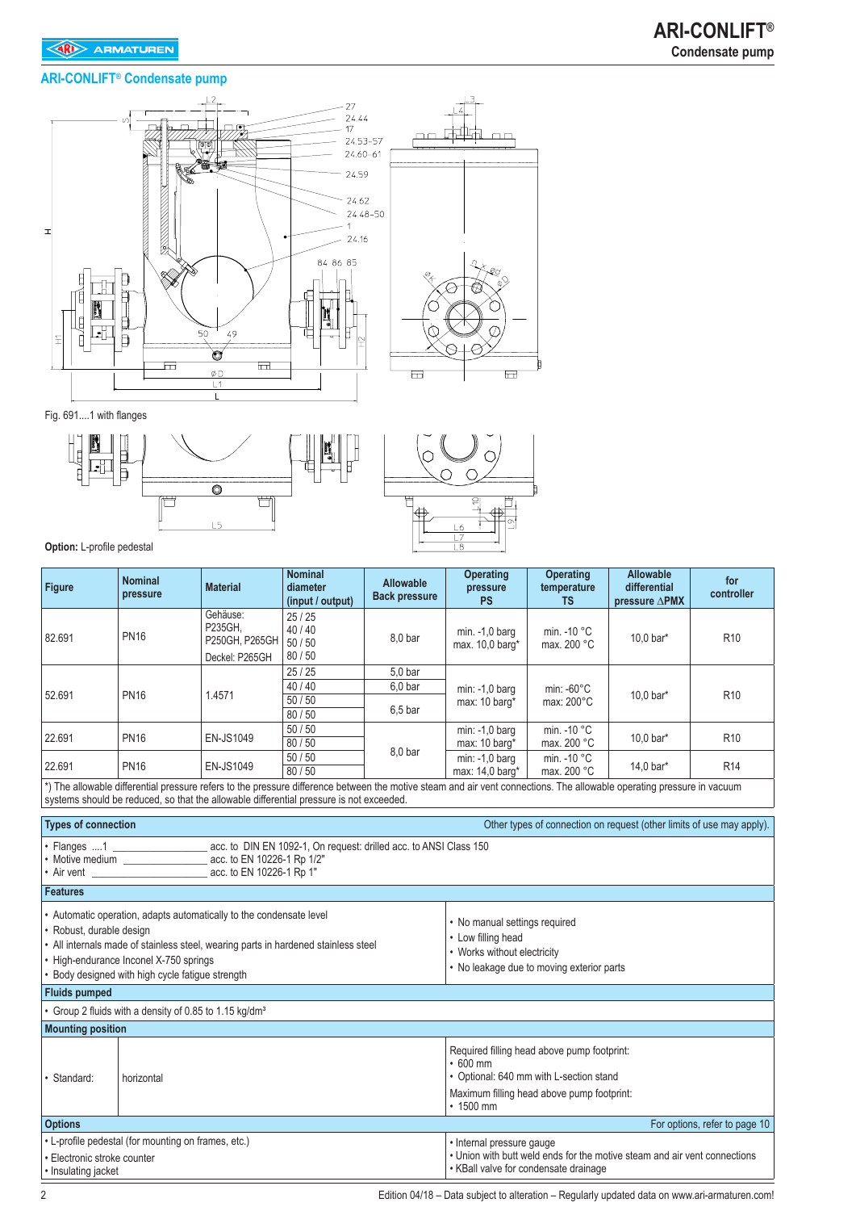## ARI-CONLIFT® Condensate pump

Fig. 691....1 with flanges

**Option:** L-profile pedestal

| Figure | Nominal pressure | Material | Nominal diameter (input / output) | Allowable Back pressure | Operating pressure PS | Operating temperature TS | Allowable differential pressure ∆PMX | for controller |
|---|---|---|---|---|---|---|---|---|
| 82.691 | PN16 | Gehäuse: P235GH, P250GH, P265GH Deckel: P265GH | 25 / 25<br>40 / 40<br>50 / 50<br>80 / 50 | 8,0 bar | min. -1,0 barg max. 10,0 barg* | min. -10 °C max. 200 °C | 10,0 bar* | R10 |
| 52.691 | PN16 | 1.4571 | 25 / 25<br>40 / 40<br>50 / 50<br>80 / 50 | 5,0 bar<br>6,0 bar<br>6,5 bar | min: -1,0 barg max: 10 barg* | min: -60°C max: 200°C | 10,0 bar* | R10 |
| 22.691 | PN16 | EN-JS1049 | 50 / 50<br>80 / 50 | 8,0 bar | min. -1,0 barg max: 10 barg* | min. -10 °C max. 200 °C | 10,0 bar* | R10 |
| 22.691 | PN16 | EN-JS1049 | 50 / 50<br>80 / 50 | | min. -1,0 barg max: 14,0 barg* | min. -10 °C max. 200 °C | 14,0 bar* | R14 |

*) The allowable differential pressure refers to the pressure difference between the motive steam and air vent connections. The allowable operating pressure in vacuum systems should be reduced, so that the allowable differential pressure is not exceeded.

### Types of connection

Other types of connection on request (other limits of use may apply).

- Flanges ....1 ________________ acc. to DIN EN 1092-1, On request: drilled acc. to ANSI Class 150
- Motive medium ________________ acc. to EN 10226-1 Rp 1/2"
- Air vent ________________ acc. to EN 10226-1 Rp 1"

### Features

- Automatic operation, adapts automatically to the condensate level
- Robust, durable design
- All internals made of stainless steel, wearing parts in hardened stainless steel
- High-endurance Inconel X-750 springs
- Body designed with high cycle fatigue strength
- No manual settings required
- Low filling head
- Works without electricity
- No leakage due to moving exterior parts

### Fluids pumped

- Group 2 fluids with a density of 0.85 to 1.15 kg/dm³

### Mounting position

| | | |
|---|---|---|
| • Standard: | horizontal | Required filling head above pump footprint:<br>• 600 mm<br>• Optional: 640 mm with L-section stand<br>Maximum filling head above pump footprint:<br>• 1500 mm |

### Options

For options, refer to page 10

- L-profile pedestal (for mounting on frames, etc.)
- Electronic stroke counter
- Insulating jacket
- Internal pressure gauge
- Union with butt weld ends for the motive steam and air vent connections
- KBall valve for condensate drainage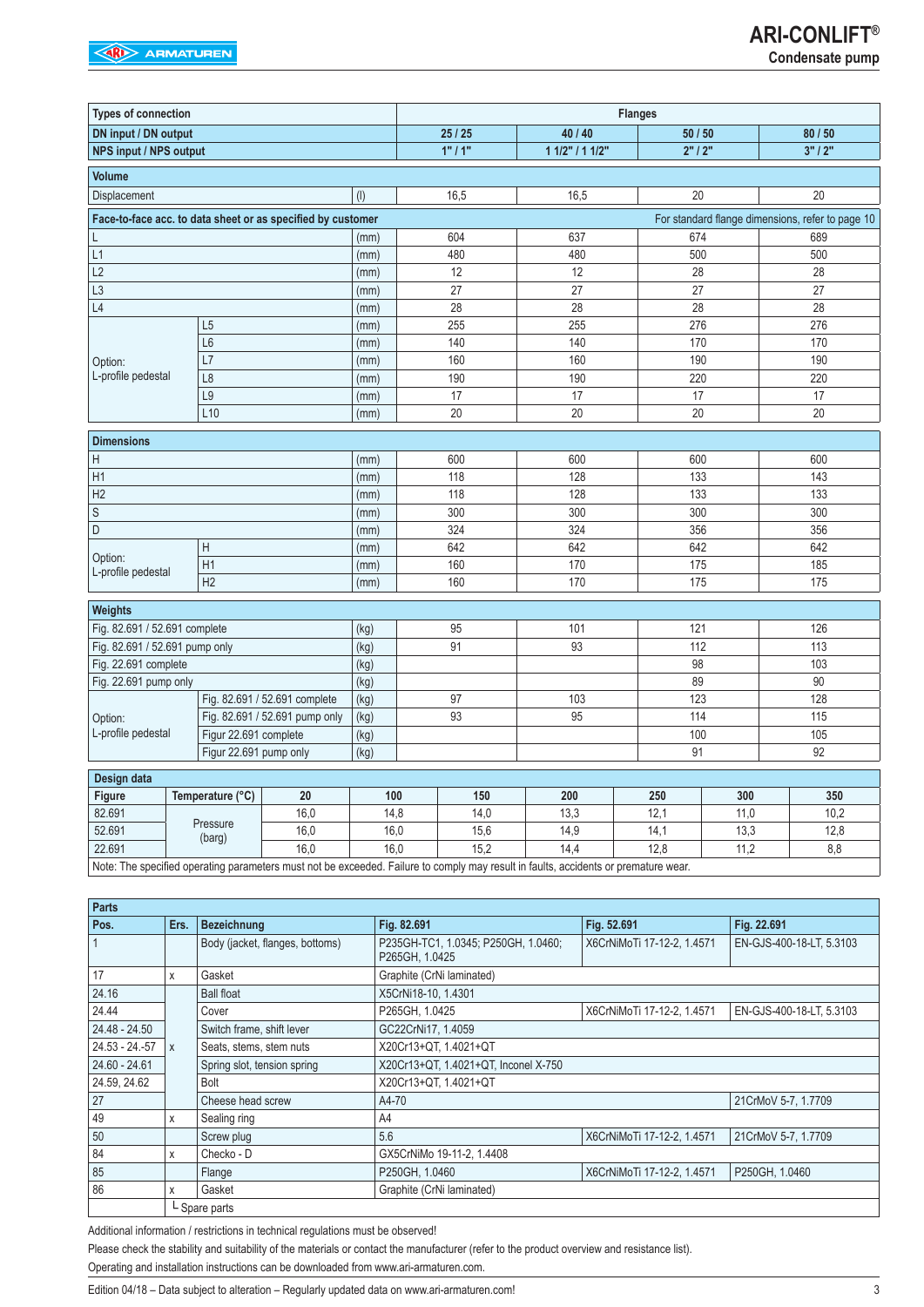| Types of connection | | | Flanges | | | |
|---|---|---|---|---|---|---|
| DN input / DN output | | | 25 / 25 | 40 / 40 | 50 / 50 | 80 / 50 |
| NPS input / NPS output | | | 1" / 1" | 1 1/2" / 1 1/2" | 2" / 2" | 3" / 2" |
| **Volume** | | | | | | |
| Displacement | | (l) | 16,5 | 16,5 | 20 | 20 |
| **Face-to-face acc. to data sheet or as specified by customer** | | | For standard flange dimensions, refer to page 10 | | | |
| L | | (mm) | 604 | 637 | 674 | 689 |
| L1 | | (mm) | 480 | 480 | 500 | 500 |
| L2 | | (mm) | 12 | 12 | 28 | 28 |
| L3 | | (mm) | 27 | 27 | 27 | 27 |
| L4 | | (mm) | 28 | 28 | 28 | 28 |
| Option: L-profile pedestal | L5 | (mm) | 255 | 255 | 276 | 276 |
| | L6 | (mm) | 140 | 140 | 170 | 170 |
| | L7 | (mm) | 160 | 160 | 190 | 190 |
| | L8 | (mm) | 190 | 190 | 220 | 220 |
| | L9 | (mm) | 17 | 17 | 17 | 17 |
| | L10 | (mm) | 20 | 20 | 20 | 20 |
| **Dimensions** | | | | | | |
| H | | (mm) | 600 | 600 | 600 | 600 |
| H1 | | (mm) | 118 | 128 | 133 | 143 |
| H2 | | (mm) | 118 | 128 | 133 | 133 |
| S | | (mm) | 300 | 300 | 300 | 300 |
| D | | (mm) | 324 | 324 | 356 | 356 |
| Option: L-profile pedestal | H | (mm) | 642 | 642 | 642 | 642 |
| | H1 | (mm) | 160 | 170 | 175 | 185 |
| | H2 | (mm) | 160 | 170 | 175 | 175 |
| **Weights** | | | | | | |
| Fig. 82.691 / 52.691 complete | | (kg) | 95 | 101 | 121 | 126 |
| Fig. 82.691 / 52.691 pump only | | (kg) | 91 | 93 | 112 | 113 |
| Fig. 22.691 complete | | (kg) | | | 98 | 103 |
| Fig. 22.691 pump only | | (kg) | | | 89 | 90 |
| Option: L-profile pedestal | Fig. 82.691 / 52.691 complete | (kg) | 97 | 103 | 123 | 128 |
| | Fig. 82.691 / 52.691 pump only | (kg) | 93 | 95 | 114 | 115 |
| | Figur 22.691 complete | (kg) | | | 100 | 105 |
| | Figur 22.691 pump only | (kg) | | | 91 | 92 |

**Design data**

| Figure | Temperature (°C) | 20 | 100 | 150 | 200 | 250 | 300 | 350 |
|---|---|---|---|---|---|---|---|---|
| 82.691 | Pressure (barg) | 16,0 | 14,8 | 14,0 | 13,3 | 12,1 | 11,0 | 10,2 |
| 52.691 | | 16,0 | 16,0 | 15,6 | 14,9 | 14,1 | 13,3 | 12,8 |
| 22.691 | | 16,0 | 16,0 | 15,2 | 14,4 | 12,8 | 11,2 | 8,8 |

Note: The specified operating parameters must not be exceeded. Failure to comply may result in faults, accidents or premature wear.

**Parts**

| Pos. | Ers. | Bezeichnung | Fig. 82.691 | Fig. 52.691 | Fig. 22.691 |
|---|---|---|---|---|---|
| 1 | | Body (jacket, flanges, bottoms) | P235GH-TC1, 1.0345; P250GH, 1.0460; P265GH, 1.0425 | X6CrNiMoTi 17-12-2, 1.4571 | EN-GJS-400-18-LT, 5.3103 |
| 17 | x | Gasket | Graphite (CrNi laminated) | | |
| 24.16 | x | Ball float | X5CrNi18-10, 1.4301 | | |
| 24.44 | | Cover | P265GH, 1.0425 | X6CrNiMoTi 17-12-2, 1.4571 | EN-GJS-400-18-LT, 5.3103 |
| 24.48 - 24.50 | | Switch frame, shift lever | GC22CrNi17, 1.4059 | | |
| 24.53 - 24.-57 | | Seats, stems, stem nuts | X20Cr13+QT, 1.4021+QT | | |
| 24.60 - 24.61 | | Spring slot, tension spring | X20Cr13+QT, 1.4021+QT, Inconel X-750 | | |
| 24.59, 24.62 | | Bolt | X20Cr13+QT, 1.4021+QT | | |
| 27 | | Cheese head screw | A4-70 | | 21CrMoV 5-7, 1.7709 |
| 49 | x | Sealing ring | A4 | | |
| 50 | | Screw plug | 5.6 | X6CrNiMoTi 17-12-2, 1.4571 | 21CrMoV 5-7, 1.7709 |
| 84 | x | Checko - D | GX5CrNiMo 19-11-2, 1.4408 | | |
| 85 | | Flange | P250GH, 1.0460 | X6CrNiMoTi 17-12-2, 1.4571 | P250GH, 1.0460 |
| 86 | x | Gasket | Graphite (CrNi laminated) | | |
| | └ Spare parts | | | | |

Additional information / restrictions in technical regulations must be observed!

Please check the stability and suitability of the materials or contact the manufacturer (refer to the product overview and resistance list).

Operating and installation instructions can be downloaded from www.ari-armaturen.com.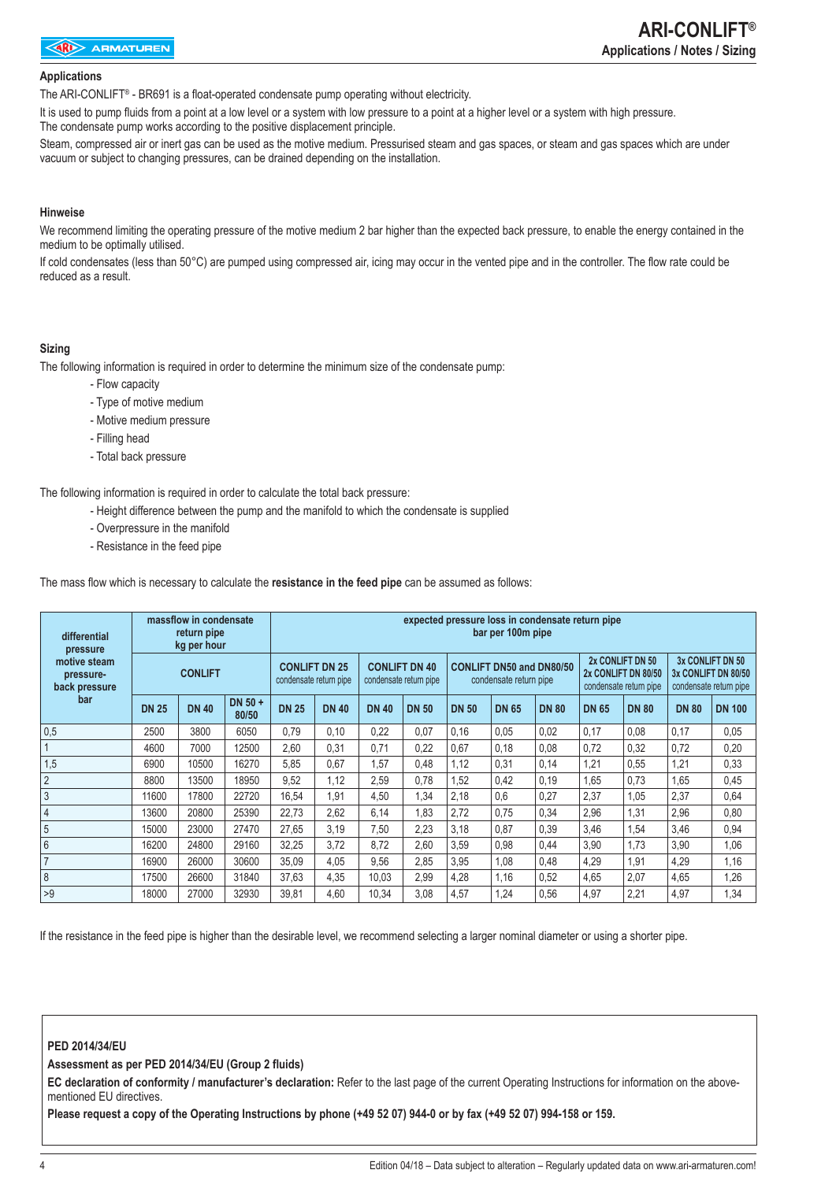## Applications

The ARI-CONLIFT® - BR691 is a float-operated condensate pump operating without electricity.

It is used to pump fluids from a point at a low level or a system with low pressure to a point at a higher level or a system with high pressure.
The condensate pump works according to the positive displacement principle.

Steam, compressed air or inert gas can be used as the motive medium. Pressurised steam and gas spaces, or steam and gas spaces which are under vacuum or subject to changing pressures, can be drained depending on the installation.

## Hinweise

We recommend limiting the operating pressure of the motive medium 2 bar higher than the expected back pressure, to enable the energy contained in the medium to be optimally utilised.

If cold condensates (less than 50°C) are pumped using compressed air, icing may occur in the vented pipe and in the controller. The flow rate could be reduced as a result.

## Sizing

The following information is required in order to determine the minimum size of the condensate pump:

- Flow capacity
- Type of motive medium
- Motive medium pressure
- Filling head
- Total back pressure

The following information is required in order to calculate the total back pressure:

- Height difference between the pump and the manifold to which the condensate is supplied
- Overpressure in the manifold
- Resistance in the feed pipe

The mass flow which is necessary to calculate the **resistance in the feed pipe** can be assumed as follows:

| differential pressure motive steam pressure-back pressure bar | massflow in condensate return pipe kg per hour | | | expected pressure loss in condensate return pipe bar per 100m pipe | | | | | | | | | | | |
|---|---|---|---|---|---|---|---|---|---|---|---|---|---|---|---|
| | CONLIFT | | | CONLIFT DN 25 condensate return pipe | | CONLIFT DN 40 condensate return pipe | | CONLIFT DN50 and DN80/50 condensate return pipe | | | 2x CONLIFT DN 50 2x CONLIFT DN 80/50 condensate return pipe | | 3x CONLIFT DN 50 3x CONLIFT DN 80/50 condensate return pipe | |
| | DN 25 | DN 40 | DN 50 + 80/50 | DN 25 | DN 40 | DN 40 | DN 50 | DN 50 | DN 65 | DN 80 | DN 65 | DN 80 | DN 80 | DN 100 |
| 0,5 | 2500 | 3800 | 6050 | 0,79 | 0,10 | 0,22 | 0,07 | 0,16 | 0,05 | 0,02 | 0,17 | 0,08 | 0,17 | 0,05 |
| 1 | 4600 | 7000 | 12500 | 2,60 | 0,31 | 0,71 | 0,22 | 0,67 | 0,18 | 0,08 | 0,72 | 0,32 | 0,72 | 0,20 |
| 1,5 | 6900 | 10500 | 16270 | 5,85 | 0,67 | 1,57 | 0,48 | 1,12 | 0,31 | 0,14 | 1,21 | 0,55 | 1,21 | 0,33 |
| 2 | 8800 | 13500 | 18950 | 9,52 | 1,12 | 2,59 | 0,78 | 1,52 | 0,42 | 0,19 | 1,65 | 0,73 | 1,65 | 0,45 |
| 3 | 11600 | 17800 | 22720 | 16,54 | 1,91 | 4,50 | 1,34 | 2,18 | 0,6 | 0,27 | 2,37 | 1,05 | 2,37 | 0,64 |
| 4 | 13600 | 20800 | 25390 | 22,73 | 2,62 | 6,14 | 1,83 | 2,72 | 0,75 | 0,34 | 2,96 | 1,31 | 2,96 | 0,80 |
| 5 | 15000 | 23000 | 27470 | 27,65 | 3,19 | 7,50 | 2,23 | 3,18 | 0,87 | 0,39 | 3,46 | 1,54 | 3,46 | 0,94 |
| 6 | 16200 | 24800 | 29160 | 32,25 | 3,72 | 8,72 | 2,60 | 3,59 | 0,98 | 0,44 | 3,90 | 1,73 | 3,90 | 1,06 |
| 7 | 16900 | 26000 | 30600 | 35,09 | 4,05 | 9,56 | 2,85 | 3,95 | 1,08 | 0,48 | 4,29 | 1,91 | 4,29 | 1,16 |
| 8 | 17500 | 26600 | 31840 | 37,63 | 4,35 | 10,03 | 2,99 | 4,28 | 1,16 | 0,52 | 4,65 | 2,07 | 4,65 | 1,26 |
| >9 | 18000 | 27000 | 32930 | 39,81 | 4,60 | 10,34 | 3,08 | 4,57 | 1,24 | 0,56 | 4,97 | 2,21 | 4,97 | 1,34 |

If the resistance in the feed pipe is higher than the desirable level, we recommend selecting a larger nominal diameter or using a shorter pipe.

**PED 2014/34/EU**

**Assessment as per PED 2014/34/EU (Group 2 fluids)**

**EC declaration of conformity / manufacturer's declaration:** Refer to the last page of the current Operating Instructions for information on the above-mentioned EU directives.

**Please request a copy of the Operating Instructions by phone (+49 52 07) 944-0 or by fax (+49 52 07) 994-158 or 159.**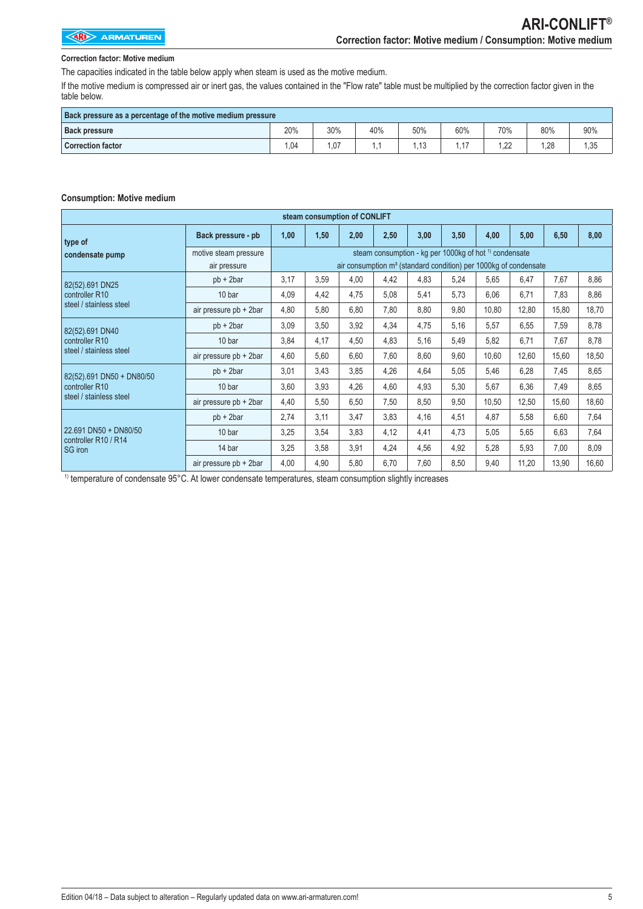#### Correction factor: Motive medium

The capacities indicated in the table below apply when steam is used as the motive medium.

If the motive medium is compressed air or inert gas, the values contained in the "Flow rate" table must be multiplied by the correction factor given in the table below.

| Back pressure as a percentage of the motive medium pressure | | | | | | | | |
|---|---|---|---|---|---|---|---|---|
| **Back pressure** | 20% | 30% | 40% | 50% | 60% | 70% | 80% | 90% |
| **Correction factor** | 1,04 | 1,07 | 1,1 | 1,13 | 1,17 | 1,22 | 1,28 | 1,35 |

#### Consumption: Motive medium

| steam consumption of CONLIFT | | | | | | | | | | | |
|---|---|---|---|---|---|---|---|---|---|---|---|
| **type of condensate pump** | **Back pressure - pb** | **1,00** | **1,50** | **2,00** | **2,50** | **3,00** | **3,50** | **4,00** | **5,00** | **6,50** | **8,00** |
| | motive steam pressure / air pressure | steam consumption - kg per 1000kg of hot [1] condensate / air consumption m³ (standard condition) per 1000kg of condensate | | | | | | | | | |
| 82(52).691 DN25 controller R10 steel / stainless steel | pb + 2bar | 3,17 | 3,59 | 4,00 | 4,42 | 4,83 | 5,24 | 5,65 | 6,47 | 7,67 | 8,86 |
| | 10 bar | 4,09 | 4,42 | 4,75 | 5,08 | 5,41 | 5,73 | 6,06 | 6,71 | 7,83 | 8,86 |
| | air pressure pb + 2bar | 4,80 | 5,80 | 6,80 | 7,80 | 8,80 | 9,80 | 10,80 | 12,80 | 15,80 | 18,70 |
| 82(52).691 DN40 controller R10 steel / stainless steel | pb + 2bar | 3,09 | 3,50 | 3,92 | 4,34 | 4,75 | 5,16 | 5,57 | 6,55 | 7,59 | 8,78 |
| | 10 bar | 3,84 | 4,17 | 4,50 | 4,83 | 5,16 | 5,49 | 5,82 | 6,71 | 7,67 | 8,78 |
| | air pressure pb + 2bar | 4,60 | 5,60 | 6,60 | 7,60 | 8,60 | 9,60 | 10,60 | 12,60 | 15,60 | 18,50 |
| 82(52).691 DN50 + DN80/50 controller R10 steel / stainless steel | pb + 2bar | 3,01 | 3,43 | 3,85 | 4,26 | 4,64 | 5,05 | 5,46 | 6,28 | 7,45 | 8,65 |
| | 10 bar | 3,60 | 3,93 | 4,26 | 4,60 | 4,93 | 5,30 | 5,67 | 6,36 | 7,49 | 8,65 |
| | air pressure pb + 2bar | 4,40 | 5,50 | 6,50 | 7,50 | 8,50 | 9,50 | 10,50 | 12,50 | 15,60 | 18,60 |
| 22.691 DN50 + DN80/50 controller R10 / R14 SG iron | pb + 2bar | 2,74 | 3,11 | 3,47 | 3,83 | 4,16 | 4,51 | 4,87 | 5,58 | 6,60 | 7,64 |
| | 10 bar | 3,25 | 3,54 | 3,83 | 4,12 | 4,41 | 4,73 | 5,05 | 5,65 | 6,63 | 7,64 |
| | 14 bar | 3,25 | 3,58 | 3,91 | 4,24 | 4,56 | 4,92 | 5,28 | 5,93 | 7,00 | 8,09 |
| | air pressure pb + 2bar | 4,00 | 4,90 | 5,80 | 6,70 | 7,60 | 8,50 | 9,40 | 11,20 | 13,90 | 16,60 |

[1] temperature of condensate 95°C. At lower condensate temperatures, steam consumption slightly increases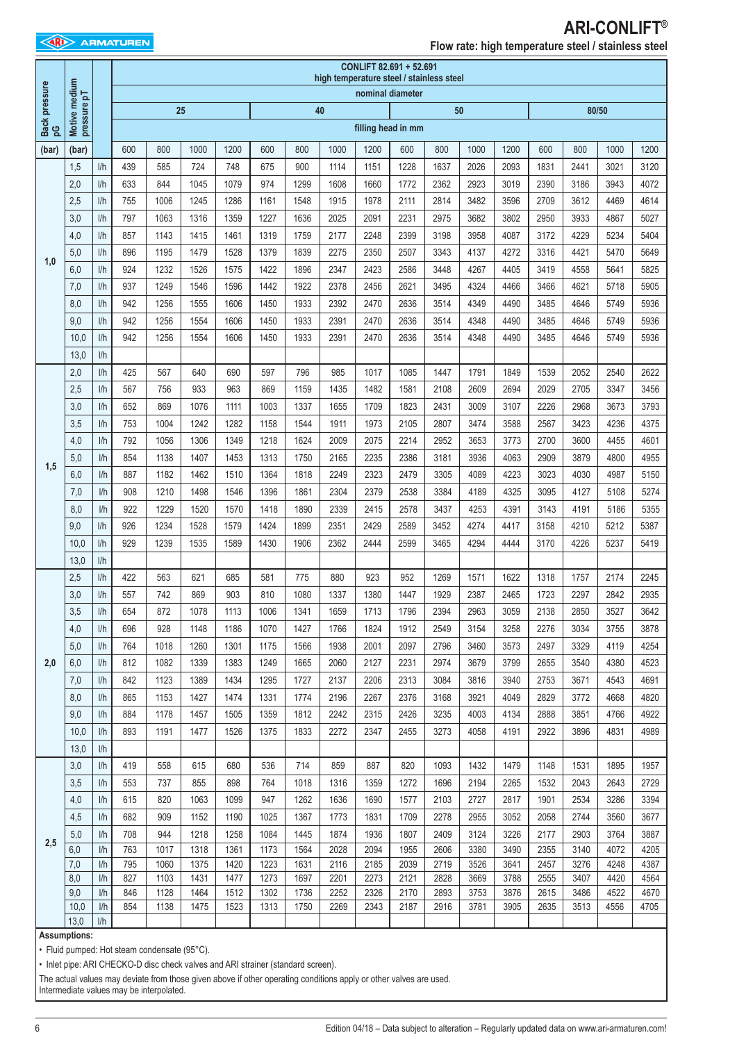# ARI-CONLIFT®

## Flow rate: high temperature steel / stainless steel

| Back pressure pG | Motive medium pressure pT | | CONLIFT 82.691 + 52.691 high temperature steel / stainless steel | | | | | | | | | | | | | | | |
|---|---|---|---|---|---|---|---|---|---|---|---|---|---|---|---|---|---|---|
| | | | nominal diameter | | | | | | | | | | | | | | | |
| | | | 25 | | | | 40 | | | | 50 | | | | 80/50 | | | |
| | | | filling head in mm | | | | | | | | | | | | | | | |
| (bar) | (bar) | | 600 | 800 | 1000 | 1200 | 600 | 800 | 1000 | 1200 | 600 | 800 | 1000 | 1200 | 600 | 800 | 1000 | 1200 |
| 1,0 | 1,5 | l/h | 439 | 585 | 724 | 748 | 675 | 900 | 1114 | 1151 | 1228 | 1637 | 2026 | 2093 | 1831 | 2441 | 3021 | 3120 |
| | 2,0 | l/h | 633 | 844 | 1045 | 1079 | 974 | 1299 | 1608 | 1660 | 1772 | 2362 | 2923 | 3019 | 2390 | 3186 | 3943 | 4072 |
| | 2,5 | l/h | 755 | 1006 | 1245 | 1286 | 1161 | 1548 | 1915 | 1978 | 2111 | 2814 | 3482 | 3596 | 2709 | 3612 | 4469 | 4614 |
| | 3,0 | l/h | 797 | 1063 | 1316 | 1359 | 1227 | 1636 | 2025 | 2091 | 2231 | 2975 | 3682 | 3802 | 2950 | 3933 | 4867 | 5027 |
| | 4,0 | l/h | 857 | 1143 | 1415 | 1461 | 1319 | 1759 | 2177 | 2248 | 2399 | 3198 | 3958 | 4087 | 3172 | 4229 | 5234 | 5404 |
| | 5,0 | l/h | 896 | 1195 | 1479 | 1528 | 1379 | 1839 | 2275 | 2350 | 2507 | 3343 | 4137 | 4272 | 3316 | 4421 | 5470 | 5649 |
| | 6,0 | l/h | 924 | 1232 | 1526 | 1575 | 1422 | 1896 | 2347 | 2423 | 2586 | 3448 | 4267 | 4405 | 3419 | 4558 | 5641 | 5825 |
| | 7,0 | l/h | 937 | 1249 | 1546 | 1596 | 1442 | 1922 | 2378 | 2456 | 2621 | 3495 | 4324 | 4466 | 3466 | 4621 | 5718 | 5905 |
| | 8,0 | l/h | 942 | 1256 | 1555 | 1606 | 1450 | 1933 | 2392 | 2470 | 2636 | 3514 | 4349 | 4490 | 3485 | 4646 | 5749 | 5936 |
| | 9,0 | l/h | 942 | 1256 | 1554 | 1606 | 1450 | 1933 | 2391 | 2470 | 2636 | 3514 | 4348 | 4490 | 3485 | 4646 | 5749 | 5936 |
| | 10,0 | l/h | 942 | 1256 | 1554 | 1606 | 1450 | 1933 | 2391 | 2470 | 2636 | 3514 | 4348 | 4490 | 3485 | 4646 | 5749 | 5936 |
| | 13,0 | l/h | | | | | | | | | | | | | | | | |
| 1,5 | 2,0 | l/h | 425 | 567 | 640 | 690 | 597 | 796 | 985 | 1017 | 1085 | 1447 | 1791 | 1849 | 1539 | 2052 | 2540 | 2622 |
| | 2,5 | l/h | 567 | 756 | 933 | 963 | 869 | 1159 | 1435 | 1482 | 1581 | 2108 | 2609 | 2694 | 2029 | 2705 | 3347 | 3456 |
| | 3,0 | l/h | 652 | 869 | 1076 | 1111 | 1003 | 1337 | 1655 | 1709 | 1823 | 2431 | 3009 | 3107 | 2226 | 2968 | 3673 | 3793 |
| | 3,5 | l/h | 753 | 1004 | 1242 | 1282 | 1158 | 1544 | 1911 | 1973 | 2105 | 2807 | 3474 | 3588 | 2567 | 3423 | 4236 | 4375 |
| | 4,0 | l/h | 792 | 1056 | 1306 | 1349 | 1218 | 1624 | 2009 | 2075 | 2214 | 2952 | 3653 | 3773 | 2700 | 3600 | 4455 | 4601 |
| | 5,0 | l/h | 854 | 1138 | 1407 | 1453 | 1313 | 1750 | 2165 | 2235 | 2386 | 3181 | 3936 | 4063 | 2909 | 3879 | 4800 | 4955 |
| | 6,0 | l/h | 887 | 1182 | 1462 | 1510 | 1364 | 1818 | 2249 | 2323 | 2479 | 3305 | 4089 | 4223 | 3023 | 4030 | 4987 | 5150 |
| | 7,0 | l/h | 908 | 1210 | 1498 | 1546 | 1396 | 1861 | 2304 | 2379 | 2538 | 3384 | 4189 | 4325 | 3095 | 4127 | 5108 | 5274 |
| | 8,0 | l/h | 922 | 1229 | 1520 | 1570 | 1418 | 1890 | 2339 | 2415 | 2578 | 3437 | 4253 | 4391 | 3143 | 4191 | 5186 | 5355 |
| | 9,0 | l/h | 926 | 1234 | 1528 | 1579 | 1424 | 1899 | 2351 | 2429 | 2589 | 3452 | 4274 | 4417 | 3158 | 4210 | 5212 | 5387 |
| | 10,0 | l/h | 929 | 1239 | 1535 | 1589 | 1430 | 1906 | 2362 | 2444 | 2599 | 3465 | 4294 | 4444 | 3170 | 4226 | 5237 | 5419 |
| | 13,0 | l/h | | | | | | | | | | | | | | | | |
| 2,0 | 2,5 | l/h | 422 | 563 | 621 | 685 | 581 | 775 | 880 | 923 | 952 | 1269 | 1571 | 1622 | 1318 | 1757 | 2174 | 2245 |
| | 3,0 | l/h | 557 | 742 | 869 | 903 | 810 | 1080 | 1337 | 1380 | 1447 | 1929 | 2387 | 2465 | 1723 | 2297 | 2842 | 2935 |
| | 3,5 | l/h | 654 | 872 | 1078 | 1113 | 1006 | 1341 | 1659 | 1713 | 1796 | 2394 | 2963 | 3059 | 2138 | 2850 | 3527 | 3642 |
| | 4,0 | l/h | 696 | 928 | 1148 | 1186 | 1070 | 1427 | 1766 | 1824 | 1912 | 2549 | 3154 | 3258 | 2276 | 3034 | 3755 | 3878 |
| | 5,0 | l/h | 764 | 1018 | 1260 | 1301 | 1175 | 1566 | 1938 | 2001 | 2097 | 2796 | 3460 | 3573 | 2497 | 3329 | 4119 | 4254 |
| | 6,0 | l/h | 812 | 1082 | 1339 | 1383 | 1249 | 1665 | 2060 | 2127 | 2231 | 2974 | 3679 | 3799 | 2655 | 3540 | 4380 | 4523 |
| | 7,0 | l/h | 842 | 1123 | 1389 | 1434 | 1295 | 1727 | 2137 | 2206 | 2313 | 3084 | 3816 | 3940 | 2753 | 3671 | 4543 | 4691 |
| | 8,0 | l/h | 865 | 1153 | 1427 | 1474 | 1331 | 1774 | 2196 | 2267 | 2376 | 3168 | 3921 | 4049 | 2829 | 3772 | 4668 | 4820 |
| | 9,0 | l/h | 884 | 1178 | 1457 | 1505 | 1359 | 1812 | 2242 | 2315 | 2426 | 3235 | 4003 | 4134 | 2888 | 3851 | 4766 | 4922 |
| | 10,0 | l/h | 893 | 1191 | 1477 | 1526 | 1375 | 1833 | 2272 | 2347 | 2455 | 3273 | 4058 | 4191 | 2922 | 3896 | 4831 | 4989 |
| | 13,0 | l/h | | | | | | | | | | | | | | | | |
| 2,5 | 3,0 | l/h | 419 | 558 | 615 | 680 | 536 | 714 | 859 | 887 | 820 | 1093 | 1432 | 1479 | 1148 | 1531 | 1895 | 1957 |
| | 3,5 | l/h | 553 | 737 | 855 | 898 | 764 | 1018 | 1316 | 1359 | 1272 | 1696 | 2194 | 2265 | 1532 | 2043 | 2643 | 2729 |
| | 4,0 | l/h | 615 | 820 | 1063 | 1099 | 947 | 1262 | 1636 | 1690 | 1577 | 2103 | 2727 | 2817 | 1901 | 2534 | 3286 | 3394 |
| | 4,5 | l/h | 682 | 909 | 1152 | 1190 | 1025 | 1367 | 1773 | 1831 | 1709 | 2278 | 2955 | 3052 | 2058 | 2744 | 3560 | 3677 |
| | 5,0 | l/h | 708 | 944 | 1218 | 1258 | 1084 | 1445 | 1874 | 1936 | 1807 | 2409 | 3124 | 3226 | 2177 | 2903 | 3764 | 3887 |
| | 6,0 | l/h | 763 | 1017 | 1318 | 1361 | 1173 | 1564 | 2028 | 2094 | 1955 | 2606 | 3380 | 3490 | 2355 | 3140 | 4072 | 4205 |
| | 7,0 | l/h | 795 | 1060 | 1375 | 1420 | 1223 | 1631 | 2116 | 2185 | 2039 | 2719 | 3526 | 3641 | 2457 | 3276 | 4248 | 4387 |
| | 8,0 | l/h | 827 | 1103 | 1431 | 1477 | 1273 | 1697 | 2201 | 2273 | 2121 | 2828 | 3669 | 3788 | 2555 | 3407 | 4420 | 4564 |
| | 9,0 | l/h | 846 | 1128 | 1464 | 1512 | 1302 | 1736 | 2252 | 2326 | 2170 | 2893 | 3753 | 3876 | 2615 | 3486 | 4522 | 4670 |
| | 10,0 | l/h | 854 | 1138 | 1475 | 1523 | 1313 | 1750 | 2269 | 2343 | 2187 | 2916 | 3781 | 3905 | 2635 | 3513 | 4556 | 4705 |
| | 13,0 | l/h | | | | | | | | | | | | | | | | |

**Assumptions:**

- Fluid pumped: Hot steam condensate (95°C).
- Inlet pipe: ARI CHECKO-D disc check valves and ARI strainer (standard screen).

The actual values may deviate from those given above if other operating conditions apply or other valves are used.
Intermediate values may be interpolated.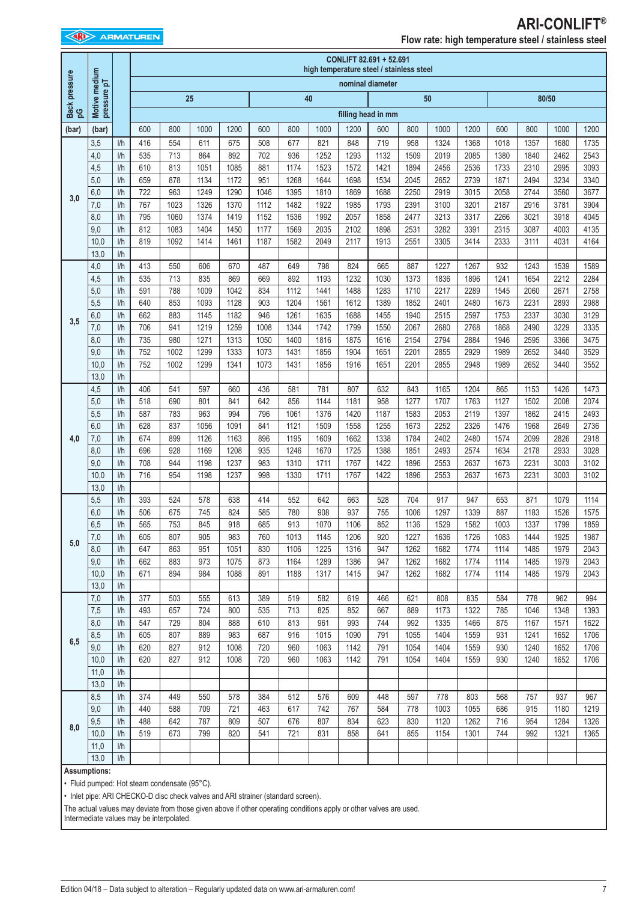# ARI-CONLIFT®

## Flow rate: high temperature steel / stainless steel

| Back pressure pG | Motive medium pressure pT | | CONLIFT 82.691 + 52.691 high temperature steel / stainless steel | | | | | | | | | | | | | | | |
|---|---|---|---|---|---|---|---|---|---|---|---|---|---|---|---|---|---|---|
| | | | nominal diameter | | | | | | | | | | | | | | | |
| | | | 25 | | | | 40 | | | | 50 | | | | 80/50 | | | |
| | | | filling head in mm | | | | | | | | | | | | | | | |
| (bar) | (bar) | | 600 | 800 | 1000 | 1200 | 600 | 800 | 1000 | 1200 | 600 | 800 | 1000 | 1200 | 600 | 800 | 1000 | 1200 |
| 3,0 | 3,5 | l/h | 416 | 554 | 611 | 675 | 508 | 677 | 821 | 848 | 719 | 958 | 1324 | 1368 | 1018 | 1357 | 1680 | 1735 |
| | 4,0 | l/h | 535 | 713 | 864 | 892 | 702 | 936 | 1252 | 1293 | 1132 | 1509 | 2019 | 2085 | 1380 | 1840 | 2462 | 2543 |
| | 4,5 | l/h | 610 | 813 | 1051 | 1085 | 881 | 1174 | 1523 | 1572 | 1421 | 1894 | 2456 | 2536 | 1733 | 2310 | 2995 | 3093 |
| | 5,0 | l/h | 659 | 878 | 1134 | 1172 | 951 | 1268 | 1644 | 1698 | 1534 | 2045 | 2652 | 2739 | 1871 | 2494 | 3234 | 3340 |
| | 6,0 | l/h | 722 | 963 | 1249 | 1290 | 1046 | 1395 | 1810 | 1869 | 1688 | 2250 | 2919 | 3015 | 2058 | 2744 | 3560 | 3677 |
| | 7,0 | l/h | 767 | 1023 | 1326 | 1370 | 1112 | 1482 | 1922 | 1985 | 1793 | 2391 | 3100 | 3201 | 2187 | 2916 | 3781 | 3904 |
| | 8,0 | l/h | 795 | 1060 | 1374 | 1419 | 1152 | 1536 | 1992 | 2057 | 1858 | 2477 | 3213 | 3317 | 2266 | 3021 | 3918 | 4045 |
| | 9,0 | l/h | 812 | 1083 | 1404 | 1450 | 1177 | 1569 | 2035 | 2102 | 1898 | 2531 | 3282 | 3391 | 2315 | 3087 | 4003 | 4135 |
| | 10,0 | l/h | 819 | 1092 | 1414 | 1461 | 1187 | 1582 | 2049 | 2117 | 1913 | 2551 | 3305 | 3414 | 2333 | 3111 | 4031 | 4164 |
| | 13,0 | l/h | | | | | | | | | | | | | | | | |
| 3,5 | 4,0 | l/h | 413 | 550 | 606 | 670 | 487 | 649 | 798 | 824 | 665 | 887 | 1227 | 1267 | 932 | 1243 | 1539 | 1589 |
| | 4,5 | l/h | 535 | 713 | 835 | 869 | 669 | 892 | 1193 | 1232 | 1030 | 1373 | 1836 | 1896 | 1241 | 1654 | 2212 | 2284 |
| | 5,0 | l/h | 591 | 788 | 1009 | 1042 | 834 | 1112 | 1441 | 1488 | 1283 | 1710 | 2217 | 2289 | 1545 | 2060 | 2671 | 2758 |
| | 5,5 | l/h | 640 | 853 | 1093 | 1128 | 903 | 1204 | 1561 | 1612 | 1389 | 1852 | 2401 | 2480 | 1673 | 2231 | 2893 | 2988 |
| | 6,0 | l/h | 662 | 883 | 1145 | 1182 | 946 | 1261 | 1635 | 1688 | 1455 | 1940 | 2515 | 2597 | 1753 | 2337 | 3030 | 3129 |
| | 7,0 | l/h | 706 | 941 | 1219 | 1259 | 1008 | 1344 | 1742 | 1799 | 1550 | 2067 | 2680 | 2768 | 1868 | 2490 | 3229 | 3335 |
| | 8,0 | l/h | 735 | 980 | 1271 | 1313 | 1050 | 1400 | 1816 | 1875 | 1616 | 2154 | 2794 | 2884 | 1946 | 2595 | 3366 | 3475 |
| | 9,0 | l/h | 752 | 1002 | 1299 | 1333 | 1073 | 1431 | 1856 | 1904 | 1651 | 2201 | 2855 | 2929 | 1989 | 2652 | 3440 | 3529 |
| | 10,0 | l/h | 752 | 1002 | 1299 | 1341 | 1073 | 1431 | 1856 | 1916 | 1651 | 2201 | 2855 | 2948 | 1989 | 2652 | 3440 | 3552 |
| | 13,0 | l/h | | | | | | | | | | | | | | | | |
| 4,0 | 4,5 | l/h | 406 | 541 | 597 | 660 | 436 | 581 | 781 | 807 | 632 | 843 | 1165 | 1204 | 865 | 1153 | 1426 | 1473 |
| | 5,0 | l/h | 518 | 690 | 801 | 841 | 642 | 856 | 1144 | 1181 | 958 | 1277 | 1707 | 1763 | 1127 | 1502 | 2008 | 2074 |
| | 5,5 | l/h | 587 | 783 | 963 | 994 | 796 | 1061 | 1376 | 1420 | 1187 | 1583 | 2053 | 2119 | 1397 | 1862 | 2415 | 2493 |
| | 6,0 | l/h | 628 | 837 | 1056 | 1091 | 841 | 1121 | 1509 | 1558 | 1255 | 1673 | 2252 | 2326 | 1476 | 1968 | 2649 | 2736 |
| | 7,0 | l/h | 674 | 899 | 1126 | 1163 | 896 | 1195 | 1609 | 1662 | 1338 | 1784 | 2402 | 2480 | 1574 | 2099 | 2826 | 2918 |
| | 8,0 | l/h | 696 | 928 | 1169 | 1208 | 935 | 1246 | 1670 | 1725 | 1388 | 1851 | 2493 | 2574 | 1634 | 2178 | 2933 | 3028 |
| | 9,0 | l/h | 708 | 944 | 1198 | 1237 | 983 | 1310 | 1711 | 1767 | 1422 | 1896 | 2553 | 2637 | 1673 | 2231 | 3003 | 3102 |
| | 10,0 | l/h | 716 | 954 | 1198 | 1237 | 998 | 1330 | 1711 | 1767 | 1422 | 1896 | 2553 | 2637 | 1673 | 2231 | 3003 | 3102 |
| | 13,0 | l/h | | | | | | | | | | | | | | | | |
| 5,0 | 5,5 | l/h | 393 | 524 | 578 | 638 | 414 | 552 | 642 | 663 | 528 | 704 | 917 | 947 | 653 | 871 | 1079 | 1114 |
| | 6,0 | l/h | 506 | 675 | 745 | 824 | 585 | 780 | 908 | 937 | 755 | 1006 | 1297 | 1339 | 887 | 1183 | 1526 | 1575 |
| | 6,5 | l/h | 565 | 753 | 845 | 918 | 685 | 913 | 1070 | 1106 | 852 | 1136 | 1529 | 1582 | 1003 | 1337 | 1799 | 1859 |
| | 7,0 | l/h | 605 | 807 | 905 | 983 | 760 | 1013 | 1145 | 1206 | 920 | 1227 | 1636 | 1726 | 1083 | 1444 | 1925 | 1987 |
| | 8,0 | l/h | 647 | 863 | 951 | 1051 | 830 | 1106 | 1225 | 1316 | 947 | 1262 | 1682 | 1774 | 1114 | 1485 | 1979 | 2043 |
| | 9,0 | l/h | 662 | 883 | 973 | 1075 | 873 | 1164 | 1289 | 1386 | 947 | 1262 | 1682 | 1774 | 1114 | 1485 | 1979 | 2043 |
| | 10,0 | l/h | 671 | 894 | 984 | 1088 | 891 | 1188 | 1317 | 1415 | 947 | 1262 | 1682 | 1774 | 1114 | 1485 | 1979 | 2043 |
| | 13,0 | l/h | | | | | | | | | | | | | | | | |
| 6,5 | 7,0 | l/h | 377 | 503 | 555 | 613 | 389 | 519 | 582 | 619 | 466 | 621 | 808 | 835 | 584 | 778 | 962 | 994 |
| | 7,5 | l/h | 493 | 657 | 724 | 800 | 535 | 713 | 825 | 852 | 667 | 889 | 1173 | 1322 | 785 | 1046 | 1348 | 1393 |
| | 8,0 | l/h | 547 | 729 | 804 | 888 | 610 | 813 | 961 | 993 | 744 | 992 | 1335 | 1466 | 875 | 1167 | 1571 | 1622 |
| | 8,5 | l/h | 605 | 807 | 889 | 983 | 687 | 916 | 1015 | 1090 | 791 | 1055 | 1404 | 1559 | 931 | 1241 | 1652 | 1706 |
| | 9,0 | l/h | 620 | 827 | 912 | 1008 | 720 | 960 | 1063 | 1142 | 791 | 1054 | 1404 | 1559 | 930 | 1240 | 1652 | 1706 |
| | 10,0 | l/h | 620 | 827 | 912 | 1008 | 720 | 960 | 1063 | 1142 | 791 | 1054 | 1404 | 1559 | 930 | 1240 | 1652 | 1706 |
| | 11,0 | l/h | | | | | | | | | | | | | | | | |
| | 13,0 | l/h | | | | | | | | | | | | | | | | |
| 8,0 | 8,5 | l/h | 374 | 449 | 550 | 578 | 384 | 512 | 576 | 609 | 448 | 597 | 778 | 803 | 568 | 757 | 937 | 967 |
| | 9,0 | l/h | 440 | 588 | 709 | 721 | 463 | 617 | 742 | 767 | 584 | 778 | 1003 | 1055 | 686 | 915 | 1180 | 1219 |
| | 9,5 | l/h | 488 | 642 | 787 | 809 | 507 | 676 | 807 | 834 | 623 | 830 | 1120 | 1262 | 716 | 954 | 1284 | 1326 |
| | 10,0 | l/h | 519 | 673 | 799 | 820 | 541 | 721 | 831 | 858 | 641 | 855 | 1154 | 1301 | 744 | 992 | 1321 | 1365 |
| | 11,0 | l/h | | | | | | | | | | | | | | | | |
| | 13,0 | l/h | | | | | | | | | | | | | | | | |

**Assumptions:**

- Fluid pumped: Hot steam condensate (95°C).
- Inlet pipe: ARI CHECKO-D disc check valves and ARI strainer (standard screen).

The actual values may deviate from those given above if other operating conditions apply or other valves are used.
Intermediate values may be interpolated.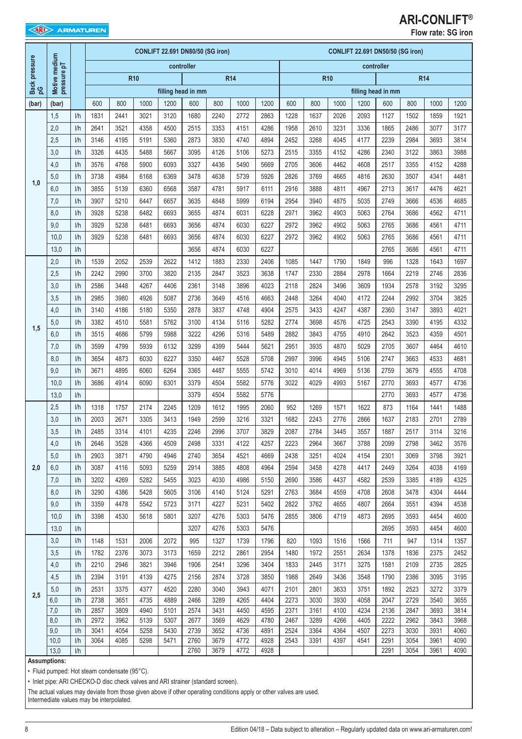# ARI-CONLIFT®

**Flow rate: SG iron**

| Back pressure pG | Motive medium pressure pT | | CONLIFT 22.691 DN80/50 (SG iron) | | | | | | | | CONLIFT 22.691 DN50/50 (SG iron) | | | | | | | |
|---|---|---|---|---|---|---|---|---|---|---|---|---|---|---|---|---|---|---|
| | | | controller | | | | | | | | controller | | | | | | | |
| | | | R10 | | | | R14 | | | | R10 | | | | R14 | | | |
| | | | filling head in mm | | | | | | | | filling head in mm | | | | | | | |
| (bar) | (bar) | | 600 | 800 | 1000 | 1200 | 600 | 800 | 1000 | 1200 | 600 | 800 | 1000 | 1200 | 600 | 800 | 1000 | 1200 |
| 1,0 | 1,5 | l/h | 1831 | 2441 | 3021 | 3120 | 1680 | 2240 | 2772 | 2863 | 1228 | 1637 | 2026 | 2093 | 1127 | 1502 | 1859 | 1921 |
| | 2,0 | l/h | 2641 | 3521 | 4358 | 4500 | 2515 | 3353 | 4151 | 4286 | 1958 | 2610 | 3231 | 3336 | 1865 | 2486 | 3077 | 3177 |
| | 2,5 | l/h | 3146 | 4195 | 5191 | 5360 | 2873 | 3830 | 4740 | 4894 | 2452 | 3268 | 4045 | 4177 | 2239 | 2984 | 3693 | 3814 |
| | 3,0 | l/h | 3326 | 4435 | 5488 | 5667 | 3095 | 4126 | 5106 | 5273 | 2515 | 3355 | 4152 | 4286 | 2340 | 3122 | 3863 | 3988 |
| | 4,0 | l/h | 3576 | 4768 | 5900 | 6093 | 3327 | 4436 | 5490 | 5669 | 2705 | 3606 | 4462 | 4608 | 2517 | 3355 | 4152 | 4288 |
| | 5,0 | l/h | 3738 | 4984 | 6168 | 6369 | 3478 | 4638 | 5739 | 5926 | 2826 | 3769 | 4665 | 4816 | 2630 | 3507 | 4341 | 4481 |
| | 6,0 | l/h | 3855 | 5139 | 6360 | 6568 | 3587 | 4781 | 5917 | 6111 | 2916 | 3888 | 4811 | 4967 | 2713 | 3617 | 4476 | 4621 |
| | 7,0 | l/h | 3907 | 5210 | 6447 | 6657 | 3635 | 4848 | 5999 | 6194 | 2954 | 3940 | 4875 | 5035 | 2749 | 3666 | 4536 | 4685 |
| | 8,0 | l/h | 3928 | 5238 | 6482 | 6693 | 3655 | 4874 | 6031 | 6228 | 2971 | 3962 | 4903 | 5063 | 2764 | 3686 | 4562 | 4711 |
| | 9,0 | l/h | 3929 | 5238 | 6481 | 6693 | 3656 | 4874 | 6030 | 6227 | 2972 | 3962 | 4902 | 5063 | 2765 | 3686 | 4561 | 4711 |
| | 10,0 | l/h | 3929 | 5238 | 6481 | 6693 | 3656 | 4874 | 6030 | 6227 | 2972 | 3962 | 4902 | 5063 | 2765 | 3686 | 4561 | 4711 |
| | 13,0 | l/h | | | | | 3656 | 4874 | 6030 | 6227 | | | | | 2765 | 3686 | 4561 | 4711 |
| 1,5 | 2,0 | l/h | 1539 | 2052 | 2539 | 2622 | 1412 | 1883 | 2330 | 2406 | 1085 | 1447 | 1790 | 1849 | 996 | 1328 | 1643 | 1697 |
| | 2,5 | l/h | 2242 | 2990 | 3700 | 3820 | 2135 | 2847 | 3523 | 3638 | 1747 | 2330 | 2884 | 2978 | 1664 | 2219 | 2746 | 2836 |
| | 3,0 | l/h | 2586 | 3448 | 4267 | 4406 | 2361 | 3148 | 3896 | 4023 | 2118 | 2824 | 3496 | 3609 | 1934 | 2578 | 3192 | 3295 |
| | 3,5 | l/h | 2985 | 3980 | 4926 | 5087 | 2736 | 3649 | 4516 | 4663 | 2448 | 3264 | 4040 | 4172 | 2244 | 2992 | 3704 | 3825 |
| | 4,0 | l/h | 3140 | 4186 | 5180 | 5350 | 2878 | 3837 | 4748 | 4904 | 2575 | 3433 | 4247 | 4387 | 2360 | 3147 | 3893 | 4021 |
| | 5,0 | l/h | 3382 | 4510 | 5581 | 5762 | 3100 | 4134 | 5116 | 5282 | 2774 | 3698 | 4576 | 4725 | 2543 | 3390 | 4195 | 4332 |
| | 6,0 | l/h | 3515 | 4686 | 5799 | 5988 | 3222 | 4296 | 5316 | 5489 | 2882 | 3843 | 4755 | 4910 | 2642 | 3523 | 4359 | 4501 |
| | 7,0 | l/h | 3599 | 4799 | 5939 | 6132 | 3299 | 4399 | 5444 | 5621 | 2951 | 3935 | 4870 | 5029 | 2705 | 3607 | 4464 | 4610 |
| | 8,0 | l/h | 3654 | 4873 | 6030 | 6227 | 3350 | 4467 | 5528 | 5708 | 2997 | 3996 | 4945 | 5106 | 2747 | 3663 | 4533 | 4681 |
| | 9,0 | l/h | 3671 | 4895 | 6060 | 6264 | 3365 | 4487 | 5555 | 5742 | 3010 | 4014 | 4969 | 5136 | 2759 | 3679 | 4555 | 4708 |
| | 10,0 | l/h | 3686 | 4914 | 6090 | 6301 | 3379 | 4504 | 5582 | 5776 | 3022 | 4029 | 4993 | 5167 | 2770 | 3693 | 4577 | 4736 |
| | 13,0 | l/h | | | | | 3379 | 4504 | 5582 | 5776 | | | | | 2770 | 3693 | 4577 | 4736 |
| 2,0 | 2,5 | l/h | 1318 | 1757 | 2174 | 2245 | 1209 | 1612 | 1995 | 2060 | 952 | 1269 | 1571 | 1622 | 873 | 1164 | 1441 | 1488 |
| | 3,0 | l/h | 2003 | 2671 | 3305 | 3413 | 1949 | 2599 | 3216 | 3321 | 1682 | 2243 | 2776 | 2866 | 1637 | 2183 | 2701 | 2789 |
| | 3,5 | l/h | 2485 | 3314 | 4101 | 4235 | 2246 | 2996 | 3707 | 3829 | 2087 | 2784 | 3445 | 3557 | 1887 | 2517 | 3114 | 3216 |
| | 4,0 | l/h | 2646 | 3528 | 4366 | 4509 | 2498 | 3331 | 4122 | 4257 | 2223 | 2964 | 3667 | 3788 | 2099 | 2798 | 3462 | 3576 |
| | 5,0 | l/h | 2903 | 3871 | 4790 | 4946 | 2740 | 3654 | 4521 | 4669 | 2438 | 3251 | 4024 | 4154 | 2301 | 3069 | 3798 | 3921 |
| | 6,0 | l/h | 3087 | 4116 | 5093 | 5259 | 2914 | 3885 | 4808 | 4964 | 2594 | 3458 | 4278 | 4417 | 2449 | 3264 | 4038 | 4169 |
| | 7,0 | l/h | 3202 | 4269 | 5282 | 5455 | 3023 | 4030 | 4986 | 5150 | 2690 | 3586 | 4437 | 4582 | 2539 | 3385 | 4189 | 4325 |
| | 8,0 | l/h | 3290 | 4386 | 5428 | 5605 | 3106 | 4140 | 5124 | 5291 | 2763 | 3684 | 4559 | 4708 | 2608 | 3478 | 4304 | 4444 |
| | 9,0 | l/h | 3359 | 4478 | 5542 | 5723 | 3171 | 4227 | 5231 | 5402 | 2822 | 3762 | 4655 | 4807 | 2664 | 3551 | 4394 | 4538 |
| | 10,0 | l/h | 3398 | 4530 | 5618 | 5801 | 3207 | 4276 | 5303 | 5476 | 2855 | 3806 | 4719 | 4873 | 2695 | 3593 | 4454 | 4600 |
| | 13,0 | l/h | | | | | 3207 | 4276 | 5303 | 5476 | | | | | 2695 | 3593 | 4454 | 4600 |
| 2,5 | 3,0 | l/h | 1148 | 1531 | 2006 | 2072 | 995 | 1327 | 1739 | 1796 | 820 | 1093 | 1516 | 1566 | 711 | 947 | 1314 | 1357 |
| | 3,5 | l/h | 1782 | 2376 | 3073 | 3173 | 1659 | 2212 | 2861 | 2954 | 1480 | 1972 | 2551 | 2634 | 1378 | 1836 | 2375 | 2452 |
| | 4,0 | l/h | 2210 | 2946 | 3821 | 3946 | 1906 | 2541 | 3296 | 3404 | 1833 | 2445 | 3171 | 3275 | 1581 | 2109 | 2735 | 2825 |
| | 4,5 | l/h | 2394 | 3191 | 4139 | 4275 | 2156 | 2874 | 3728 | 3850 | 1988 | 2649 | 3436 | 3548 | 1790 | 2386 | 3095 | 3195 |
| | 5,0 | l/h | 2531 | 3375 | 4377 | 4520 | 2280 | 3040 | 3943 | 4071 | 2101 | 2801 | 3633 | 3751 | 1892 | 2523 | 3272 | 3379 |
| | 6,0 | l/h | 2738 | 3651 | 4735 | 4889 | 2466 | 3289 | 4265 | 4404 | 2273 | 3030 | 3930 | 4058 | 2047 | 2729 | 3540 | 3655 |
| | 7,0 | l/h | 2857 | 3809 | 4940 | 5101 | 2574 | 3431 | 4450 | 4595 | 2371 | 3161 | 4100 | 4234 | 2136 | 2847 | 3693 | 3814 |
| | 8,0 | l/h | 2972 | 3962 | 5139 | 5307 | 2677 | 3569 | 4629 | 4780 | 2467 | 3289 | 4266 | 4405 | 2222 | 2962 | 3843 | 3968 |
| | 9,0 | l/h | 3041 | 4054 | 5258 | 5430 | 2739 | 3652 | 4736 | 4891 | 2524 | 3364 | 4364 | 4507 | 2273 | 3030 | 3931 | 4060 |
| | 10,0 | l/h | 3064 | 4085 | 5298 | 5471 | 2760 | 3679 | 4772 | 4928 | 2543 | 3391 | 4397 | 4541 | 2291 | 3054 | 3961 | 4090 |
| | 13,0 | l/h | | | | | 2760 | 3679 | 4772 | 4928 | | | | | 2291 | 3054 | 3961 | 4090 |

**Assumptions:**

- Fluid pumped: Hot steam condensate (95°C).
- Inlet pipe: ARI CHECKO-D disc check valves and ARI strainer (standard screen).

The actual values may deviate from those given above if other operating conditions apply or other valves are used.
Intermediate values may be interpolated.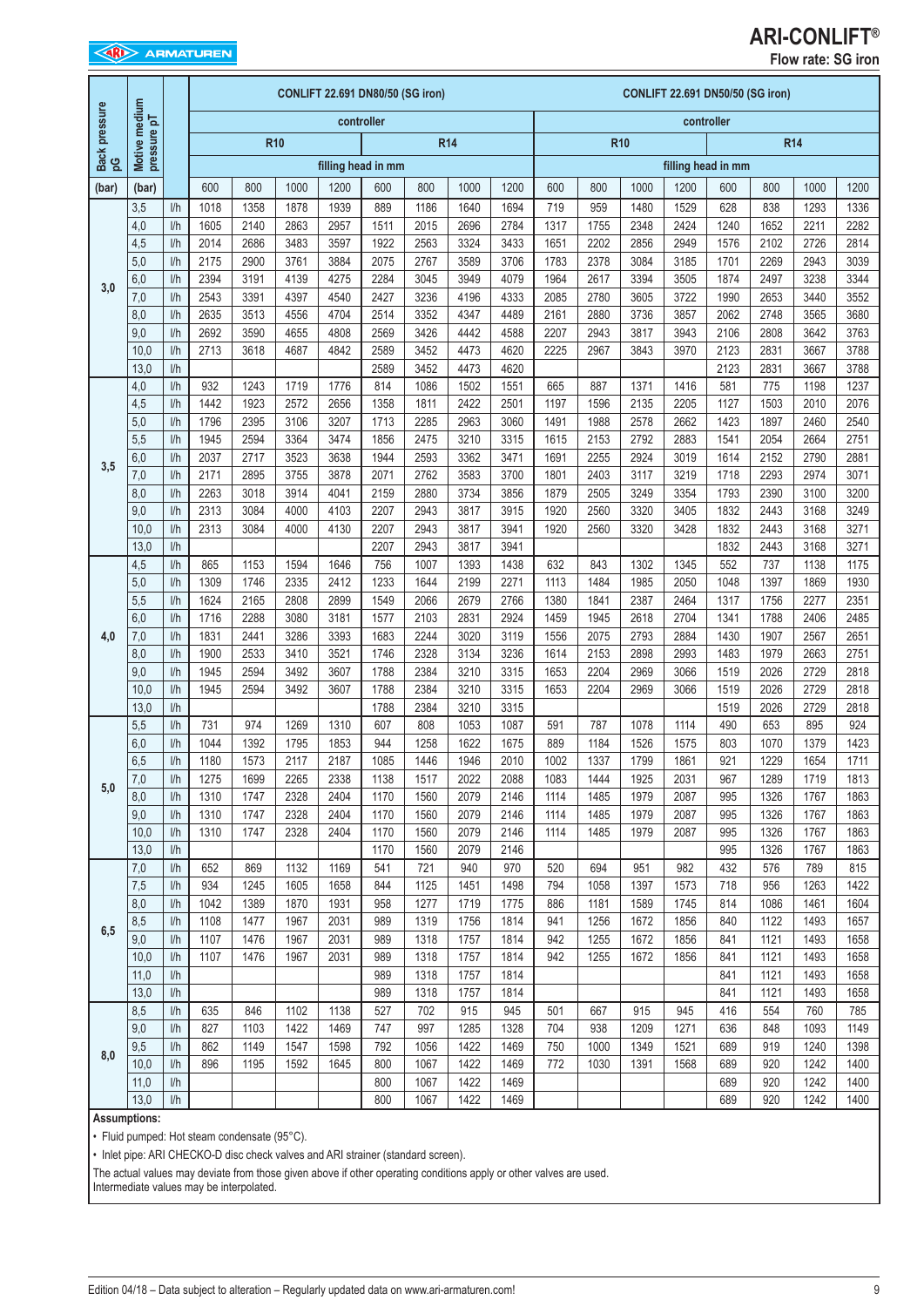# ARI-CONLIFT®

**Flow rate: SG iron**

| Back pressure pG | Motive medium pressure pT | | CONLIFT 22.691 DN80/50 (SG iron) | | | | | | | | CONLIFT 22.691 DN50/50 (SG iron) | | | | | | | |
|---|---|---|---|---|---|---|---|---|---|---|---|---|---|---|---|---|---|---|
| | | | controller | | | | | | | | controller | | | | | | | |
| | | | R10 | | | | R14 | | | | R10 | | | | R14 | | | |
| | | | filling head in mm | | | | | | | | filling head in mm | | | | | | | |
| (bar) | (bar) | | 600 | 800 | 1000 | 1200 | 600 | 800 | 1000 | 1200 | 600 | 800 | 1000 | 1200 | 600 | 800 | 1000 | 1200 |
| 3,0 | 3,5 | l/h | 1018 | 1358 | 1878 | 1939 | 889 | 1186 | 1640 | 1694 | 719 | 959 | 1480 | 1529 | 628 | 838 | 1293 | 1336 |
| | 4,0 | l/h | 1605 | 2140 | 2863 | 2957 | 1511 | 2015 | 2696 | 2784 | 1317 | 1755 | 2348 | 2424 | 1240 | 1652 | 2211 | 2282 |
| | 4,5 | l/h | 2014 | 2686 | 3483 | 3597 | 1922 | 2563 | 3324 | 3433 | 1651 | 2202 | 2856 | 2949 | 1576 | 2102 | 2726 | 2814 |
| | 5,0 | l/h | 2175 | 2900 | 3761 | 3884 | 2075 | 2767 | 3589 | 3706 | 1783 | 2378 | 3084 | 3185 | 1701 | 2269 | 2943 | 3039 |
| | 6,0 | l/h | 2394 | 3191 | 4139 | 4275 | 2284 | 3045 | 3949 | 4079 | 1964 | 2617 | 3394 | 3505 | 1874 | 2497 | 3238 | 3344 |
| | 7,0 | l/h | 2543 | 3391 | 4397 | 4540 | 2427 | 3236 | 4196 | 4333 | 2085 | 2780 | 3605 | 3722 | 1990 | 2653 | 3440 | 3552 |
| | 8,0 | l/h | 2635 | 3513 | 4556 | 4704 | 2514 | 3352 | 4347 | 4489 | 2161 | 2880 | 3736 | 3857 | 2062 | 2748 | 3565 | 3680 |
| | 9,0 | l/h | 2692 | 3590 | 4655 | 4808 | 2569 | 3426 | 4442 | 4588 | 2207 | 2943 | 3817 | 3943 | 2106 | 2808 | 3642 | 3763 |
| | 10,0 | l/h | 2713 | 3618 | 4687 | 4842 | 2589 | 3452 | 4473 | 4620 | 2225 | 2967 | 3843 | 3970 | 2123 | 2831 | 3667 | 3788 |
| | 13,0 | l/h | | | | | 2589 | 3452 | 4473 | 4620 | | | | | 2123 | 2831 | 3667 | 3788 |
| 3,5 | 4,0 | l/h | 932 | 1243 | 1719 | 1776 | 814 | 1086 | 1502 | 1551 | 665 | 887 | 1371 | 1416 | 581 | 775 | 1198 | 1237 |
| | 4,5 | l/h | 1442 | 1923 | 2572 | 2656 | 1358 | 1811 | 2422 | 2501 | 1197 | 1596 | 2135 | 2205 | 1127 | 1503 | 2010 | 2076 |
| | 5,0 | l/h | 1796 | 2395 | 3106 | 3207 | 1713 | 2285 | 2963 | 3060 | 1491 | 1988 | 2578 | 2662 | 1423 | 1897 | 2460 | 2540 |
| | 5,5 | l/h | 1945 | 2594 | 3364 | 3474 | 1856 | 2475 | 3210 | 3315 | 1615 | 2153 | 2792 | 2883 | 1541 | 2054 | 2664 | 2751 |
| | 6,0 | l/h | 2037 | 2717 | 3523 | 3638 | 1944 | 2593 | 3362 | 3471 | 1691 | 2255 | 2924 | 3019 | 1614 | 2152 | 2790 | 2881 |
| | 7,0 | l/h | 2171 | 2895 | 3755 | 3878 | 2071 | 2762 | 3583 | 3700 | 1801 | 2403 | 3117 | 3219 | 1718 | 2293 | 2974 | 3071 |
| | 8,0 | l/h | 2263 | 3018 | 3914 | 4041 | 2159 | 2880 | 3734 | 3856 | 1879 | 2505 | 3249 | 3354 | 1793 | 2390 | 3100 | 3200 |
| | 9,0 | l/h | 2313 | 3084 | 4000 | 4103 | 2207 | 2943 | 3817 | 3915 | 1920 | 2560 | 3320 | 3405 | 1832 | 2443 | 3168 | 3249 |
| | 10,0 | l/h | 2313 | 3084 | 4000 | 4130 | 2207 | 2943 | 3817 | 3941 | 1920 | 2560 | 3320 | 3428 | 1832 | 2443 | 3168 | 3271 |
| | 13,0 | l/h | | | | | 2207 | 2943 | 3817 | 3941 | | | | | 1832 | 2443 | 3168 | 3271 |
| 4,0 | 4,5 | l/h | 865 | 1153 | 1594 | 1646 | 756 | 1007 | 1393 | 1438 | 632 | 843 | 1302 | 1345 | 552 | 737 | 1138 | 1175 |
| | 5,0 | l/h | 1309 | 1746 | 2335 | 2412 | 1233 | 1644 | 2199 | 2271 | 1113 | 1484 | 1985 | 2050 | 1048 | 1397 | 1869 | 1930 |
| | 5,5 | l/h | 1624 | 2165 | 2808 | 2899 | 1549 | 2066 | 2679 | 2766 | 1380 | 1841 | 2387 | 2464 | 1317 | 1756 | 2277 | 2351 |
| | 6,0 | l/h | 1716 | 2288 | 3080 | 3181 | 1577 | 2103 | 2831 | 2924 | 1459 | 1945 | 2618 | 2704 | 1341 | 1788 | 2406 | 2485 |
| | 7,0 | l/h | 1831 | 2441 | 3286 | 3393 | 1683 | 2244 | 3020 | 3119 | 1556 | 2075 | 2793 | 2884 | 1430 | 1907 | 2567 | 2651 |
| | 8,0 | l/h | 1900 | 2533 | 3410 | 3521 | 1746 | 2328 | 3134 | 3236 | 1614 | 2153 | 2898 | 2993 | 1483 | 1979 | 2663 | 2751 |
| | 9,0 | l/h | 1945 | 2594 | 3492 | 3607 | 1788 | 2384 | 3210 | 3315 | 1653 | 2204 | 2969 | 3066 | 1519 | 2026 | 2729 | 2818 |
| | 10,0 | l/h | 1945 | 2594 | 3492 | 3607 | 1788 | 2384 | 3210 | 3315 | 1653 | 2204 | 2969 | 3066 | 1519 | 2026 | 2729 | 2818 |
| | 13,0 | l/h | | | | | 1788 | 2384 | 3210 | 3315 | | | | | 1519 | 2026 | 2729 | 2818 |
| 5,0 | 5,5 | l/h | 731 | 974 | 1269 | 1310 | 607 | 808 | 1053 | 1087 | 591 | 787 | 1078 | 1114 | 490 | 653 | 895 | 924 |
| | 6,0 | l/h | 1044 | 1392 | 1795 | 1853 | 944 | 1258 | 1622 | 1675 | 889 | 1184 | 1526 | 1575 | 803 | 1070 | 1379 | 1423 |
| | 6,5 | l/h | 1180 | 1573 | 2117 | 2187 | 1085 | 1446 | 1946 | 2010 | 1002 | 1337 | 1799 | 1861 | 921 | 1229 | 1654 | 1711 |
| | 7,0 | l/h | 1275 | 1699 | 2265 | 2338 | 1138 | 1517 | 2022 | 2088 | 1083 | 1444 | 1925 | 2031 | 967 | 1289 | 1719 | 1813 |
| | 8,0 | l/h | 1310 | 1747 | 2328 | 2404 | 1170 | 1560 | 2079 | 2146 | 1114 | 1485 | 1979 | 2087 | 995 | 1326 | 1767 | 1863 |
| | 9,0 | l/h | 1310 | 1747 | 2328 | 2404 | 1170 | 1560 | 2079 | 2146 | 1114 | 1485 | 1979 | 2087 | 995 | 1326 | 1767 | 1863 |
| | 10,0 | l/h | 1310 | 1747 | 2328 | 2404 | 1170 | 1560 | 2079 | 2146 | 1114 | 1485 | 1979 | 2087 | 995 | 1326 | 1767 | 1863 |
| | 13,0 | l/h | | | | | 1170 | 1560 | 2079 | 2146 | | | | | 995 | 1326 | 1767 | 1863 |
| 6,5 | 7,0 | l/h | 652 | 869 | 1132 | 1169 | 541 | 721 | 940 | 970 | 520 | 694 | 951 | 982 | 432 | 576 | 789 | 815 |
| | 7,5 | l/h | 934 | 1245 | 1605 | 1658 | 844 | 1125 | 1451 | 1498 | 794 | 1058 | 1397 | 1573 | 718 | 956 | 1263 | 1422 |
| | 8,0 | l/h | 1042 | 1389 | 1870 | 1931 | 958 | 1277 | 1719 | 1775 | 886 | 1181 | 1589 | 1745 | 814 | 1086 | 1461 | 1604 |
| | 8,5 | l/h | 1108 | 1477 | 1967 | 2031 | 989 | 1319 | 1756 | 1814 | 941 | 1256 | 1672 | 1856 | 840 | 1122 | 1493 | 1657 |
| | 9,0 | l/h | 1107 | 1476 | 1967 | 2031 | 989 | 1318 | 1757 | 1814 | 942 | 1255 | 1672 | 1856 | 841 | 1121 | 1493 | 1658 |
| | 10,0 | l/h | 1107 | 1476 | 1967 | 2031 | 989 | 1318 | 1757 | 1814 | 942 | 1255 | 1672 | 1856 | 841 | 1121 | 1493 | 1658 |
| | 11,0 | l/h | | | | | 989 | 1318 | 1757 | 1814 | | | | | 841 | 1121 | 1493 | 1658 |
| | 13,0 | l/h | | | | | 989 | 1318 | 1757 | 1814 | | | | | 841 | 1121 | 1493 | 1658 |
| 8,0 | 8,5 | l/h | 635 | 846 | 1102 | 1138 | 527 | 702 | 915 | 945 | 501 | 667 | 915 | 945 | 416 | 554 | 760 | 785 |
| | 9,0 | l/h | 827 | 1103 | 1422 | 1469 | 747 | 997 | 1285 | 1328 | 704 | 938 | 1209 | 1271 | 636 | 848 | 1093 | 1149 |
| | 9,5 | l/h | 862 | 1149 | 1547 | 1598 | 792 | 1056 | 1422 | 1469 | 750 | 1000 | 1349 | 1521 | 689 | 919 | 1240 | 1398 |
| | 10,0 | l/h | 896 | 1195 | 1592 | 1645 | 800 | 1067 | 1422 | 1469 | 772 | 1030 | 1391 | 1568 | 689 | 920 | 1242 | 1400 |
| | 11,0 | l/h | | | | | 800 | 1067 | 1422 | 1469 | | | | | 689 | 920 | 1242 | 1400 |
| | 13,0 | l/h | | | | | 800 | 1067 | 1422 | 1469 | | | | | 689 | 920 | 1242 | 1400 |

**Assumptions:**

- Fluid pumped: Hot steam condensate (95°C).
- Inlet pipe: ARI CHECKO-D disc check valves and ARI strainer (standard screen).

The actual values may deviate from those given above if other operating conditions apply or other valves are used.
Intermediate values may be interpolated.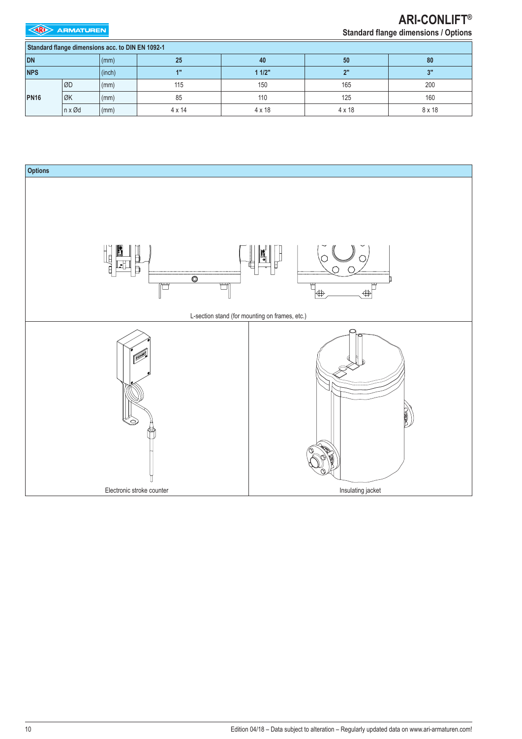## Standard flange dimensions / Options

| Standard flange dimensions acc. to DIN EN 1092-1 | | | | | | |
|---|---|---|---|---|---|---|
| DN | | (mm) | 25 | 40 | 50 | 80 |
| NPS | | (inch) | 1" | 1 1/2" | 2" | 3" |
| PN16 | ØD | (mm) | 115 | 150 | 165 | 200 |
| | ØK | (mm) | 85 | 110 | 125 | 160 |
| | n x Ød | (mm) | 4 x 14 | 4 x 18 | 4 x 18 | 8 x 18 |

### Options

L-section stand (for mounting on frames, etc.)

Electronic stroke counter

Insulating jacket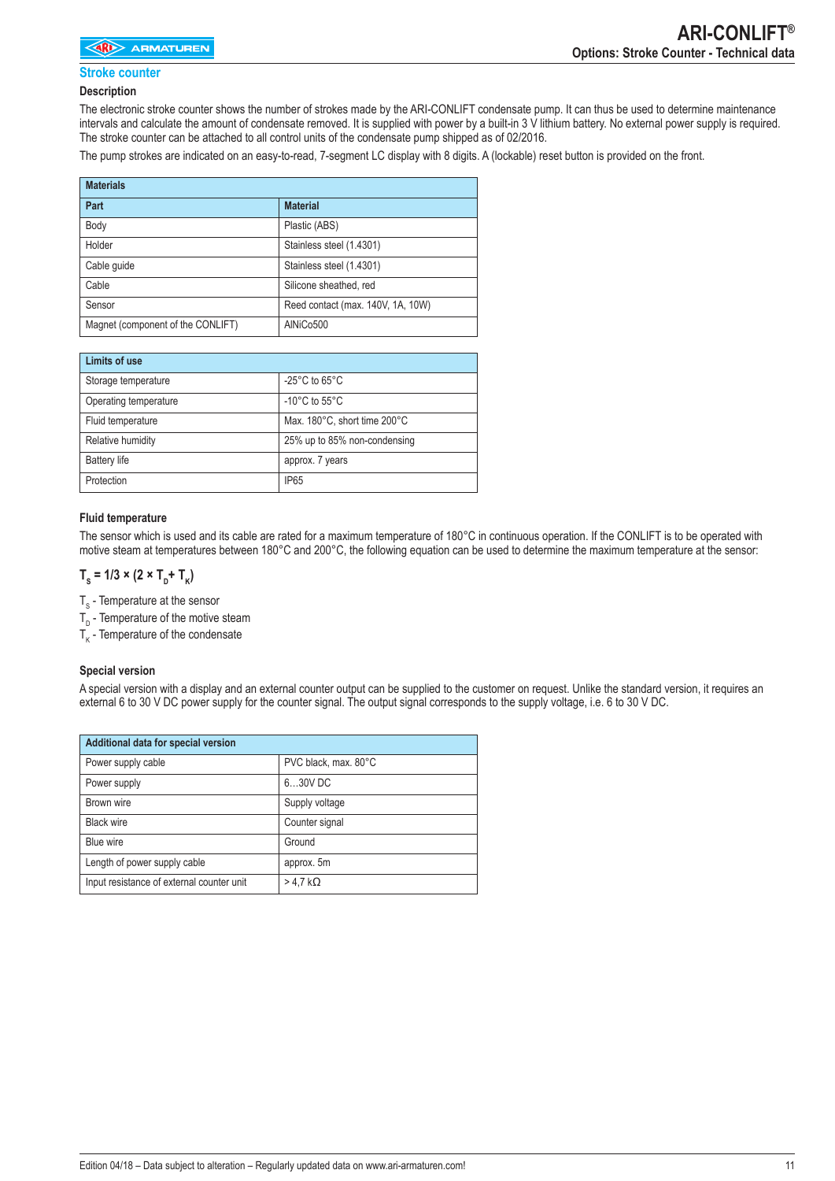## Stroke counter

### Description

The electronic stroke counter shows the number of strokes made by the ARI-CONLIFT condensate pump. It can thus be used to determine maintenance intervals and calculate the amount of condensate removed. It is supplied with power by a built-in 3 V lithium battery. No external power supply is required. The stroke counter can be attached to all control units of the condensate pump shipped as of 02/2016.

The pump strokes are indicated on an easy-to-read, 7-segment LC display with 8 digits. A (lockable) reset button is provided on the front.

| **Materials** | |
|---|---|
| **Part** | **Material** |
| Body | Plastic (ABS) |
| Holder | Stainless steel (1.4301) |
| Cable guide | Stainless steel (1.4301) |
| Cable | Silicone sheathed, red |
| Sensor | Reed contact (max. 140V, 1A, 10W) |
| Magnet (component of the CONLIFT) | AlNiCo500 |

| **Limits of use** | |
|---|---|
| Storage temperature | -25°C to 65°C |
| Operating temperature | -10°C to 55°C |
| Fluid temperature | Max. 180°C, short time 200°C |
| Relative humidity | 25% up to 85% non-condensing |
| Battery life | approx. 7 years |
| Protection | IP65 |

### Fluid temperature

The sensor which is used and its cable are rated for a maximum temperature of 180°C in continuous operation. If the CONLIFT is to be operated with motive steam at temperatures between 180°C and 200°C, the following equation can be used to determine the maximum temperature at the sensor:

$$T_S = 1/3 \times (2 \times T_D + T_K)$$

$T_S$ - Temperature at the sensor
$T_D$ - Temperature of the motive steam
$T_K$ - Temperature of the condensate

### Special version

A special version with a display and an external counter output can be supplied to the customer on request. Unlike the standard version, it requires an external 6 to 30 V DC power supply for the counter signal. The output signal corresponds to the supply voltage, i.e. 6 to 30 V DC.

| **Additional data for special version** | |
|---|---|
| Power supply cable | PVC black, max. 80°C |
| Power supply | 6…30V DC |
| Brown wire | Supply voltage |
| Black wire | Counter signal |
| Blue wire | Ground |
| Length of power supply cable | approx. 5m |
| Input resistance of external counter unit | > 4,7 kΩ |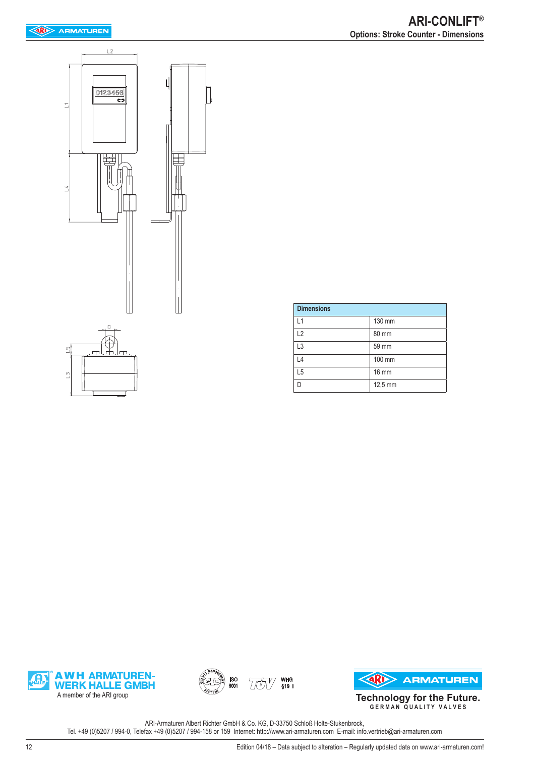# ARI-CONLIFT®

## Options: Stroke Counter - Dimensions

L2

L1

L4

0123456

D

L5

L3

| Dimensions | |
|---|---|
| L1 | 130 mm |
| L2 | 80 mm |
| L3 | 59 mm |
| L4 | 100 mm |
| L5 | 16 mm |
| D | 12,5 mm |

AWH ARMATUREN-WERK HALLE GMBH
A member of the ARI group

ISO 9001

WHG §19 I

ARI ARMATUREN
Technology for the Future.
GERMAN QUALITY VALVES

ARI-Armaturen Albert Richter GmbH & Co. KG, D-33750 Schloß Holte-Stukenbrock,
Tel. +49 (0)5207 / 994-0, Telefax +49 (0)5207 / 994-158 or 159 Internet: http://www.ari-armaturen.com E-mail: info.vertrieb@ari-armaturen.com

Edition 04/18 – Data subject to alteration – Regularly updated data on www.ari-armaturen.com!